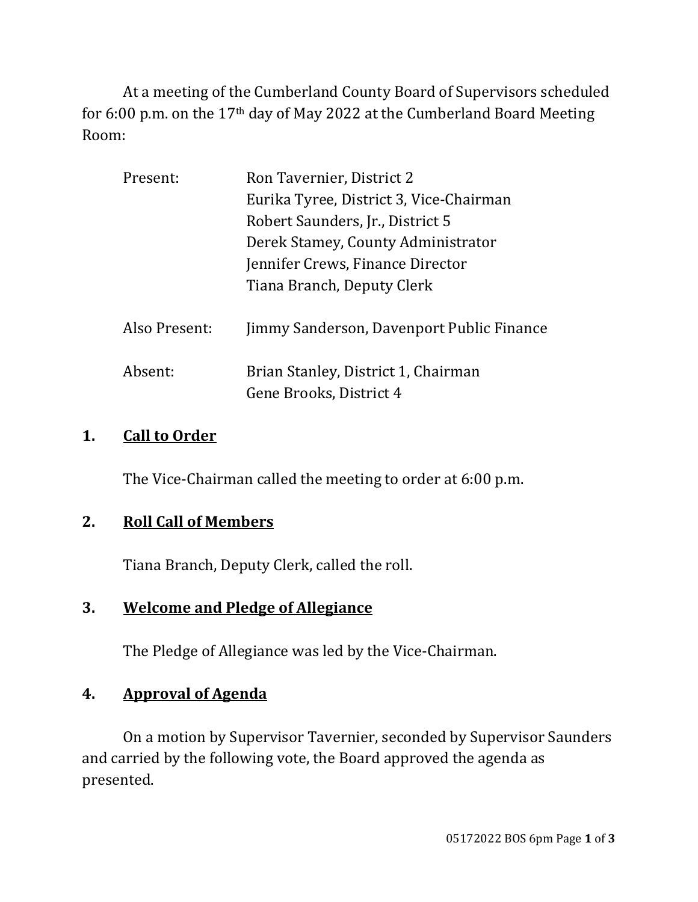At a meeting of the Cumberland County Board of Supervisors scheduled for 6:00 p.m. on the 17th day of May 2022 at the Cumberland Board Meeting Room:

| | |
|---|---|
| Present: | Ron Tavernier, District 2<br>Eurika Tyree, District 3, Vice-Chairman<br>Robert Saunders, Jr., District 5<br>Derek Stamey, County Administrator<br>Jennifer Crews, Finance Director<br>Tiana Branch, Deputy Clerk |
| Also Present: | Jimmy Sanderson, Davenport Public Finance |
| Absent: | Brian Stanley, District 1, Chairman<br>Gene Brooks, District 4 |

## 1. Call to Order

The Vice-Chairman called the meeting to order at 6:00 p.m.

## 2. Roll Call of Members

Tiana Branch, Deputy Clerk, called the roll.

## 3. Welcome and Pledge of Allegiance

The Pledge of Allegiance was led by the Vice-Chairman.

## 4. Approval of Agenda

On a motion by Supervisor Tavernier, seconded by Supervisor Saunders and carried by the following vote, the Board approved the agenda as presented.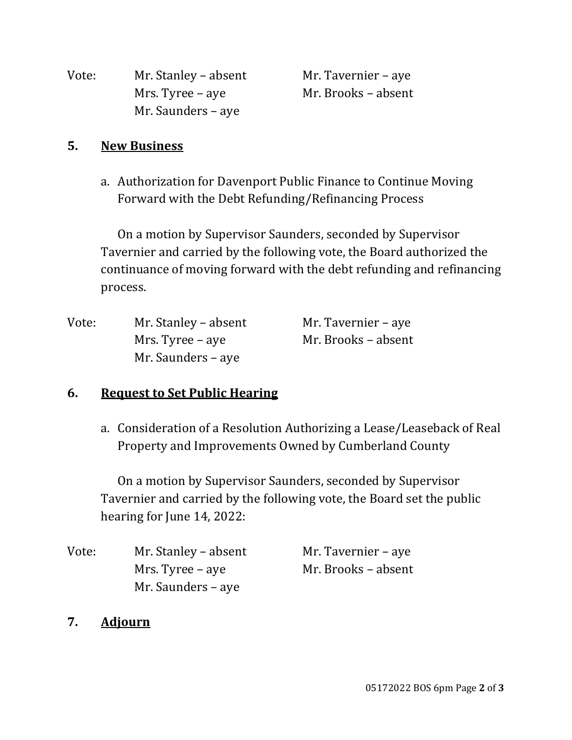Vote: Mr. Stanley – absent Mr. Tavernier – aye
Mrs. Tyree – aye Mr. Brooks – absent
Mr. Saunders – aye

## 5. New Business

a. Authorization for Davenport Public Finance to Continue Moving Forward with the Debt Refunding/Refinancing Process

On a motion by Supervisor Saunders, seconded by Supervisor Tavernier and carried by the following vote, the Board authorized the continuance of moving forward with the debt refunding and refinancing process.

Vote: Mr. Stanley – absent Mr. Tavernier – aye
Mrs. Tyree – aye Mr. Brooks – absent
Mr. Saunders – aye

## 6. Request to Set Public Hearing

a. Consideration of a Resolution Authorizing a Lease/Leaseback of Real Property and Improvements Owned by Cumberland County

On a motion by Supervisor Saunders, seconded by Supervisor Tavernier and carried by the following vote, the Board set the public hearing for June 14, 2022:

Vote: Mr. Stanley – absent Mr. Tavernier – aye
Mrs. Tyree – aye Mr. Brooks – absent
Mr. Saunders – aye

## 7. Adjourn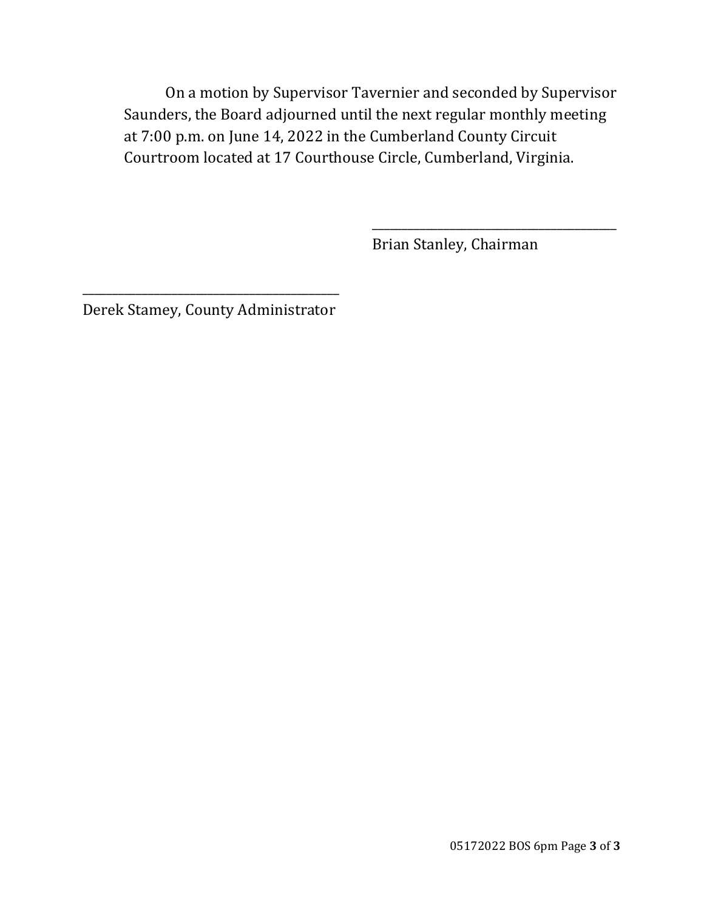On a motion by Supervisor Tavernier and seconded by Supervisor Saunders, the Board adjourned until the next regular monthly meeting at 7:00 p.m. on June 14, 2022 in the Cumberland County Circuit Courtroom located at 17 Courthouse Circle, Cumberland, Virginia.

\_\_\_\_\_\_\_\_\_\_\_\_\_\_\_\_\_\_\_\_\_\_\_\_\_\_\_\_\_\_\_\_\_\_\_\_\_\_\_\_

Brian Stanley, Chairman

\_\_\_\_\_\_\_\_\_\_\_\_\_\_\_\_\_\_\_\_\_\_\_\_\_\_\_\_\_\_\_\_\_\_\_\_\_\_\_\_

Derek Stamey, County Administrator